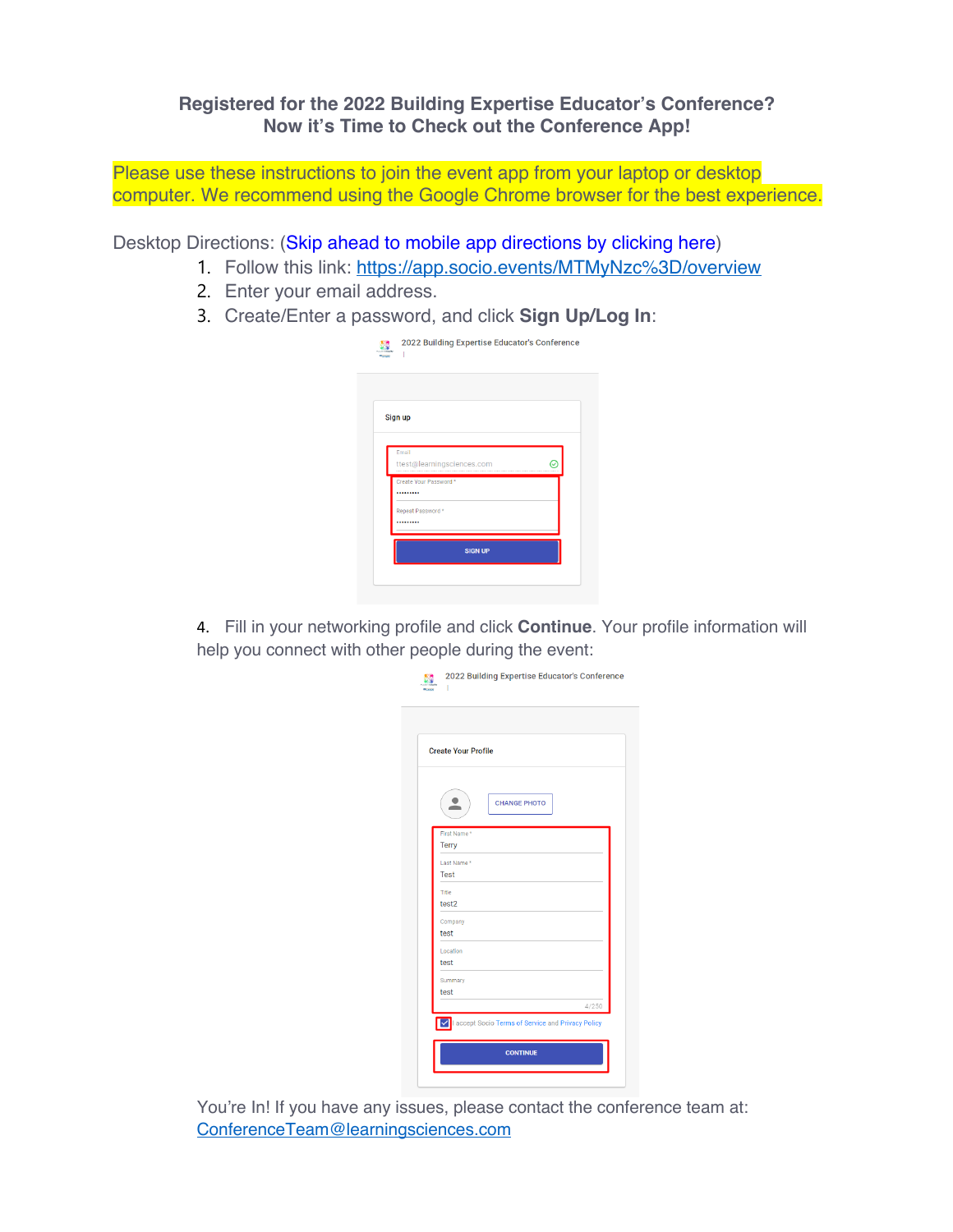# Registered for the 2022 Building Expertise Educator's Conference?
## Now it's Time to Check out the Conference App!

Please use these instructions to join the event app from your laptop or desktop computer. We recommend using the Google Chrome browser for the best experience.

Desktop Directions: (Skip ahead to mobile app directions by clicking here)

1. Follow this link: https://app.socio.events/MTMyNzc%3D/overview
2. Enter your email address.
3. Create/Enter a password, and click **Sign Up/Log In**:

4. Fill in your networking profile and click **Continue**. Your profile information will help you connect with other people during the event:

You're In! If you have any issues, please contact the conference team at: ConferenceTeam@learningsciences.com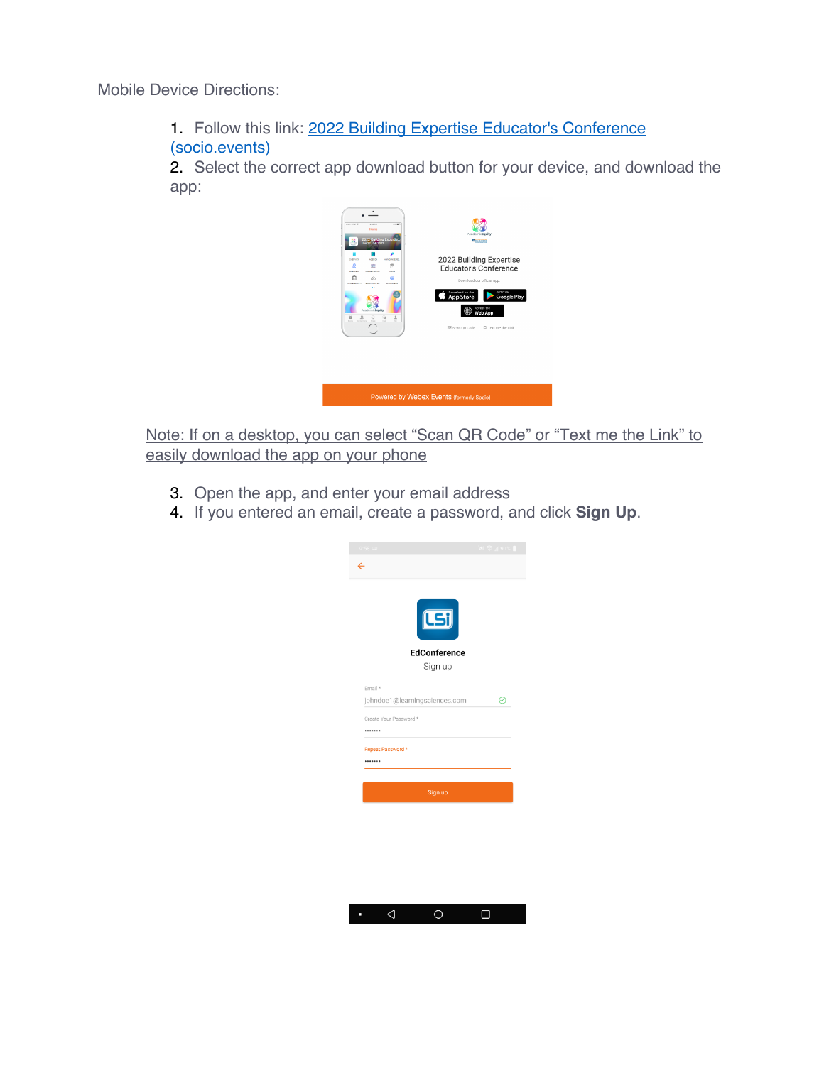Mobile Device Directions:

1. Follow this link: [2022 Building Expertise Educator's Conference (socio.events)]
2. Select the correct app download button for your device, and download the app:

Note: If on a desktop, you can select "Scan QR Code" or "Text me the Link" to easily download the app on your phone

3. Open the app, and enter your email address
4. If you entered an email, create a password, and click **Sign Up**.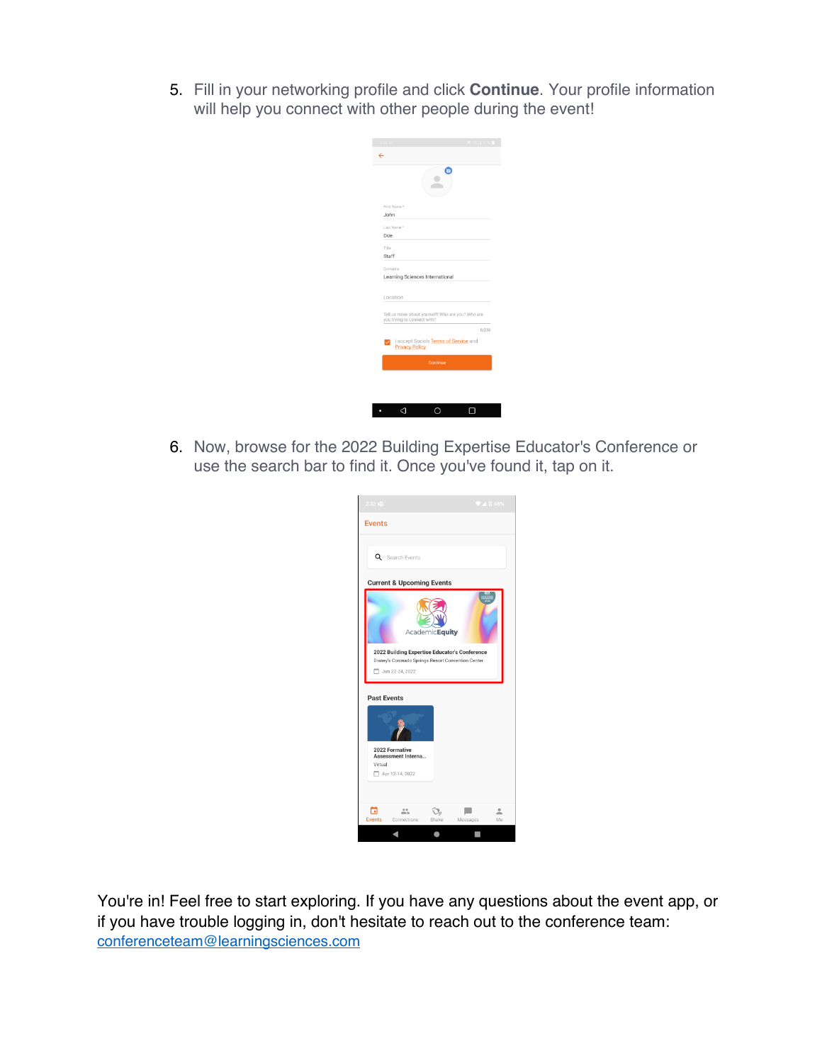5. Fill in your networking profile and click **Continue**. Your profile information will help you connect with other people during the event!

6. Now, browse for the 2022 Building Expertise Educator's Conference or use the search bar to find it. Once you've found it, tap on it.

You're in! Feel free to start exploring. If you have any questions about the event app, or if you have trouble logging in, don't hesitate to reach out to the conference team: conferenceteam@learningsciences.com